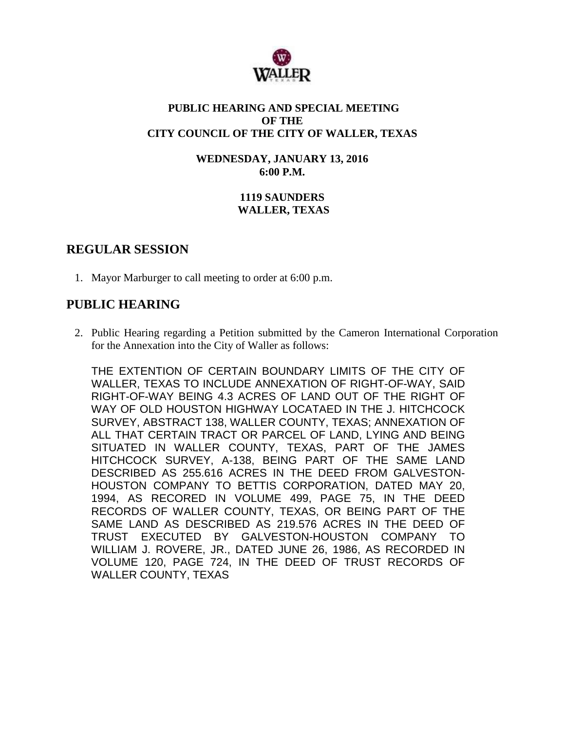**PUBLIC HEARING AND SPECIAL MEETING**
**OF THE**
**CITY COUNCIL OF THE CITY OF WALLER, TEXAS**

**WEDNESDAY, JANUARY 13, 2016**
**6:00 P.M.**

**1119 SAUNDERS**
**WALLER, TEXAS**

## REGULAR SESSION

1. Mayor Marburger to call meeting to order at 6:00 p.m.

## PUBLIC HEARING

2. Public Hearing regarding a Petition submitted by the Cameron International Corporation for the Annexation into the City of Waller as follows:

   THE EXTENTION OF CERTAIN BOUNDARY LIMITS OF THE CITY OF WALLER, TEXAS TO INCLUDE ANNEXATION OF RIGHT-OF-WAY, SAID RIGHT-OF-WAY BEING 4.3 ACRES OF LAND OUT OF THE RIGHT OF WAY OF OLD HOUSTON HIGHWAY LOCATAED IN THE J. HITCHCOCK SURVEY, ABSTRACT 138, WALLER COUNTY, TEXAS; ANNEXATION OF ALL THAT CERTAIN TRACT OR PARCEL OF LAND, LYING AND BEING SITUATED IN WALLER COUNTY, TEXAS, PART OF THE JAMES HITCHCOCK SURVEY, A-138, BEING PART OF THE SAME LAND DESCRIBED AS 255.616 ACRES IN THE DEED FROM GALVESTON-HOUSTON COMPANY TO BETTIS CORPORATION, DATED MAY 20, 1994, AS RECORED IN VOLUME 499, PAGE 75, IN THE DEED RECORDS OF WALLER COUNTY, TEXAS, OR BEING PART OF THE SAME LAND AS DESCRIBED AS 219.576 ACRES IN THE DEED OF TRUST EXECUTED BY GALVESTON-HOUSTON COMPANY TO WILLIAM J. ROVERE, JR., DATED JUNE 26, 1986, AS RECORDED IN VOLUME 120, PAGE 724, IN THE DEED OF TRUST RECORDS OF WALLER COUNTY, TEXAS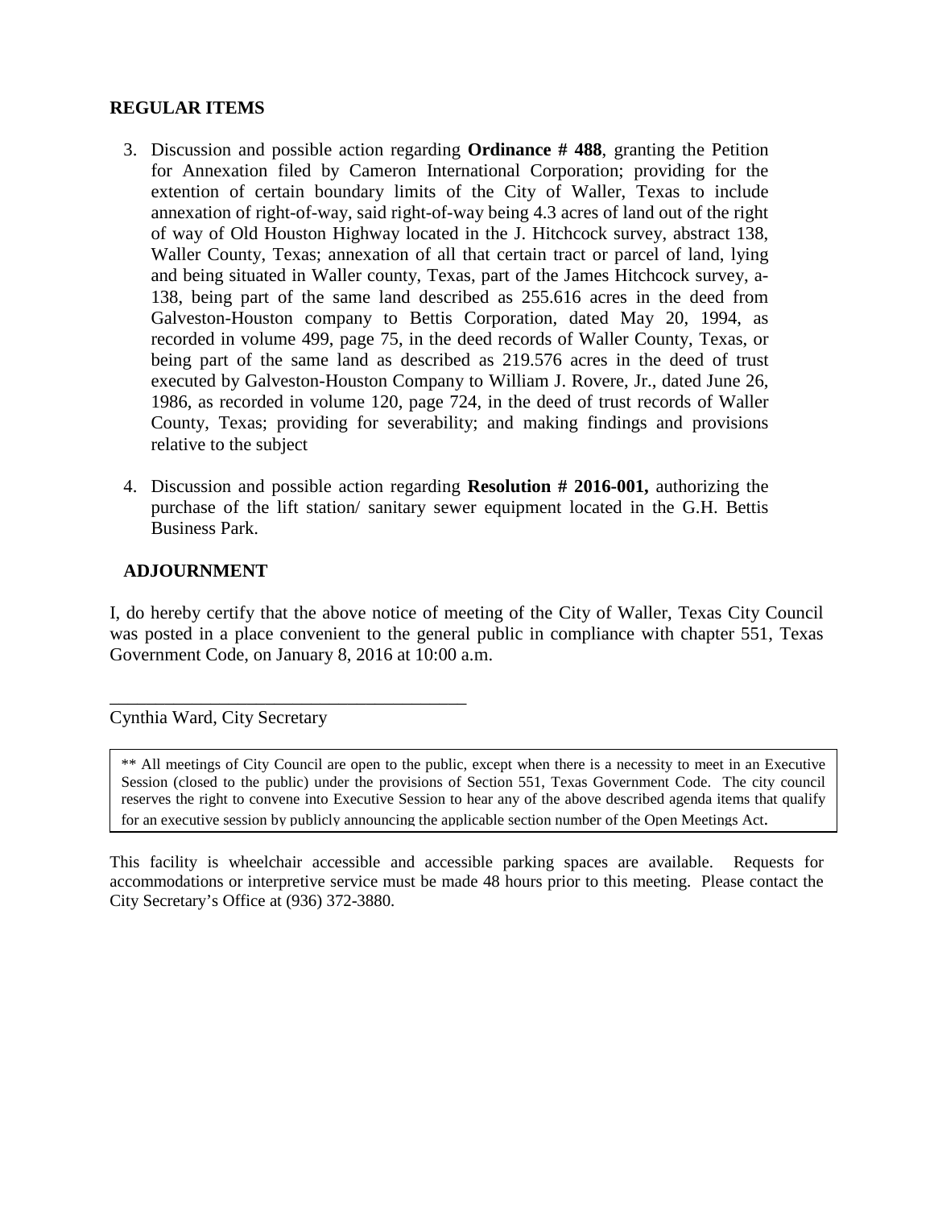## REGULAR ITEMS

3. Discussion and possible action regarding **Ordinance # 488**, granting the Petition for Annexation filed by Cameron International Corporation; providing for the extention of certain boundary limits of the City of Waller, Texas to include annexation of right-of-way, said right-of-way being 4.3 acres of land out of the right of way of Old Houston Highway located in the J. Hitchcock survey, abstract 138, Waller County, Texas; annexation of all that certain tract or parcel of land, lying and being situated in Waller county, Texas, part of the James Hitchcock survey, a-138, being part of the same land described as 255.616 acres in the deed from Galveston-Houston company to Bettis Corporation, dated May 20, 1994, as recorded in volume 499, page 75, in the deed records of Waller County, Texas, or being part of the same land as described as 219.576 acres in the deed of trust executed by Galveston-Houston Company to William J. Rovere, Jr., dated June 26, 1986, as recorded in volume 120, page 724, in the deed of trust records of Waller County, Texas; providing for severability; and making findings and provisions relative to the subject

4. Discussion and possible action regarding **Resolution # 2016-001,** authorizing the purchase of the lift station/ sanitary sewer equipment located in the G.H. Bettis Business Park.

## ADJOURNMENT

I, do hereby certify that the above notice of meeting of the City of Waller, Texas City Council was posted in a place convenient to the general public in compliance with chapter 551, Texas Government Code, on January 8, 2016 at 10:00 a.m.

\_\_\_\_\_\_\_\_\_\_\_\_\_\_\_\_\_\_\_\_\_\_\_\_\_\_\_\_\_\_\_\_\_\_\_\_\_\_\_\_

Cynthia Ward, City Secretary

** All meetings of City Council are open to the public, except when there is a necessity to meet in an Executive Session (closed to the public) under the provisions of Section 551, Texas Government Code. The city council reserves the right to convene into Executive Session to hear any of the above described agenda items that qualify for an executive session by publicly announcing the applicable section number of the Open Meetings Act.

This facility is wheelchair accessible and accessible parking spaces are available. Requests for accommodations or interpretive service must be made 48 hours prior to this meeting. Please contact the City Secretary's Office at (936) 372-3880.